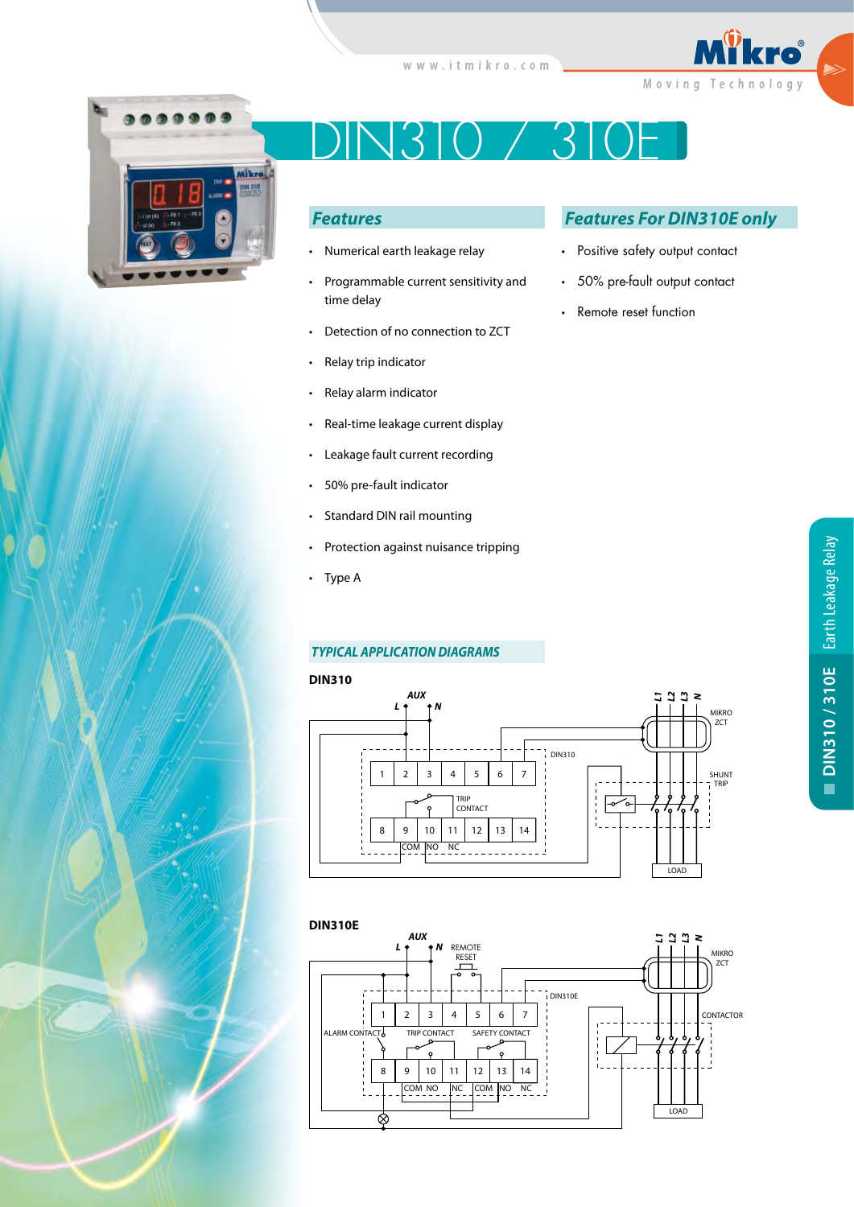# DIN310 / 310E

## Features

- Numerical earth leakage relay
- Programmable current sensitivity and time delay
- Detection of no connection to ZCT
- Relay trip indicator
- Relay alarm indicator
- Real-time leakage current display
- Leakage fault current recording
- 50% pre-fault indicator
- Standard DIN rail mounting
- Protection against nuisance tripping
- Type A

## Features For DIN310E only

- Positive safety output contact
- 50% pre-fault output contact
- Remote reset function

## TYPICAL APPLICATION DIAGRAMS

**DIN310**

**DIN310E**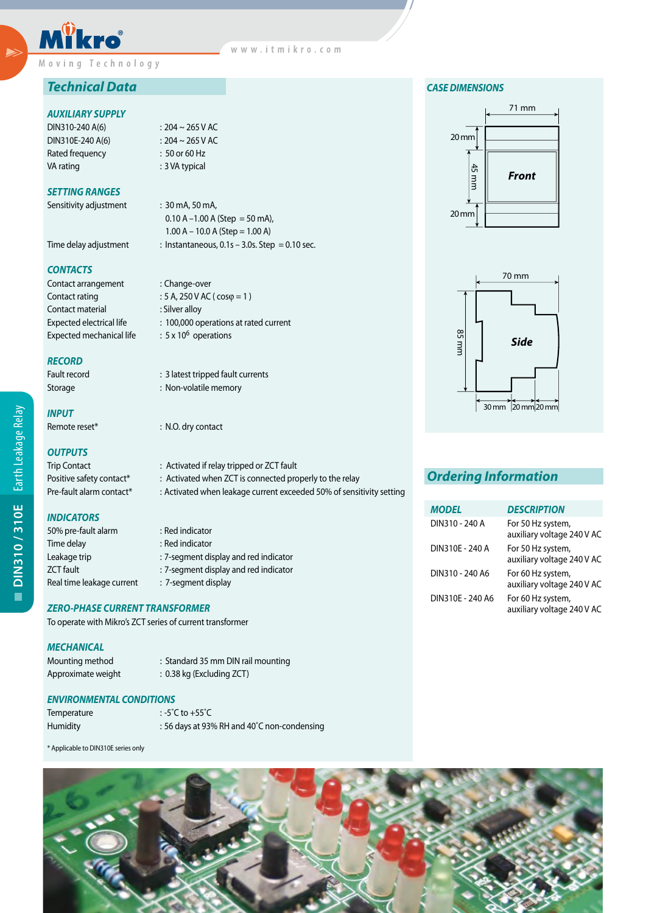## Technical Data

### AUXILIARY SUPPLY

| | |
|---|---|
| DIN310-240 A(6) | : 204 ~ 265 V AC |
| DIN310E-240 A(6) | : 204 ~ 265 V AC |
| Rated frequency | : 50 or 60 Hz |
| VA rating | : 3 VA typical |

### SETTING RANGES

| | |
|---|---|
| Sensitivity adjustment | : 30 mA, 50 mA, 0.10 A –1.00 A (Step = 50 mA), 1.00 A – 10.0 A (Step = 1.00 A) |
| Time delay adjustment | : Instantaneous, 0.1s – 3.0s. Step = 0.10 sec. |

### CONTACTS

| | |
|---|---|
| Contact arrangement | : Change-over |
| Contact rating | : 5 A, 250 V AC ( cosφ = 1 ) |
| Contact material | : Silver alloy |
| Expected electrical life | : 100,000 operations at rated current |
| Expected mechanical life | : $5 \times 10^6$ operations |

### RECORD

| | |
|---|---|
| Fault record | : 3 latest tripped fault currents |
| Storage | : Non-volatile memory |

### INPUT

| | |
|---|---|
| Remote reset* | : N.O. dry contact |

### OUTPUTS

| | |
|---|---|
| Trip Contact | : Activated if relay tripped or ZCT fault |
| Positive safety contact* | : Activated when ZCT is connected properly to the relay |
| Pre-fault alarm contact* | : Activated when leakage current exceeded 50% of sensitivity setting |

### INDICATORS

| | |
|---|---|
| 50% pre-fault alarm | : Red indicator |
| Time delay | : Red indicator |
| Leakage trip | : 7-segment display and red indicator |
| ZCT fault | : 7-segment display and red indicator |
| Real time leakage current | : 7-segment display |

### ZERO-PHASE CURRENT TRANSFORMER

To operate with Mikro's ZCT series of current transformer

### MECHANICAL

| | |
|---|---|
| Mounting method | : Standard 35 mm DIN rail mounting |
| Approximate weight | : 0.38 kg (Excluding ZCT) |

### ENVIRONMENTAL CONDITIONS

| | |
|---|---|
| Temperature | : -5˚C to +55˚C |
| Humidity | : 56 days at 93% RH and 40˚C non-condensing |

* Applicable to DIN310E series only

### CASE DIMENSIONS

71 mm
20 mm
45 mm
20 mm
Front

70 mm
85 mm
Side
30 mm
20 mm
20 mm

## Ordering Information

| MODEL | DESCRIPTION |
|---|---|
| DIN310 - 240 A | For 50 Hz system, auxiliary voltage 240 V AC |
| DIN310E - 240 A | For 50 Hz system, auxiliary voltage 240 V AC |
| DIN310 - 240 A6 | For 60 Hz system, auxiliary voltage 240 V AC |
| DIN310E - 240 A6 | For 60 Hz system, auxiliary voltage 240 V AC |